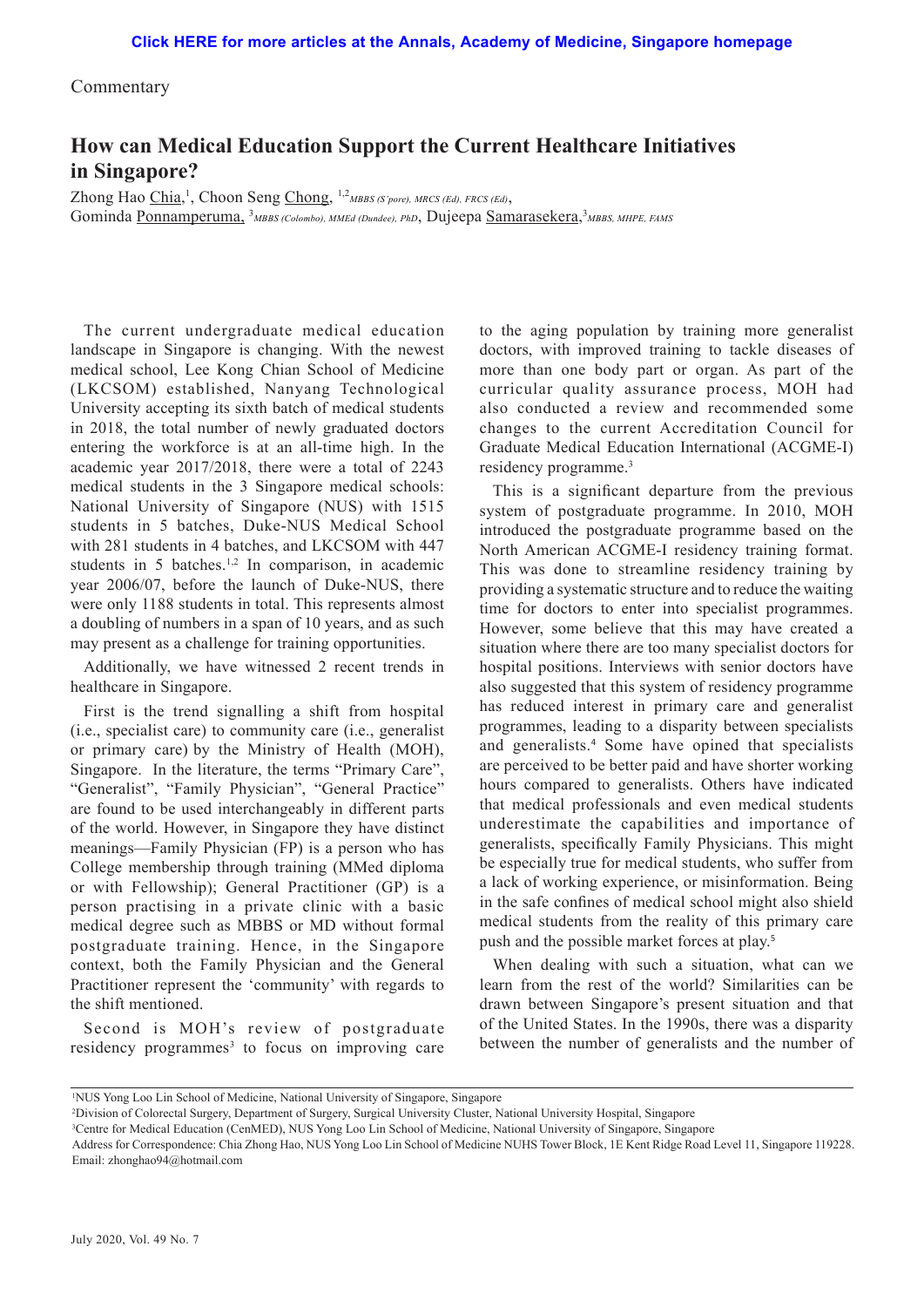Commentary

# How can Medical Education Support the Current Healthcare Initiatives in Singapore?

Zhong Hao Chia,[1], Choon Seng Chong, [1,2] *MBBS (S'pore), MRCS (Ed), FRCS (Ed)*, Gominda Ponnamperuma, [3] *MBBS (Colombo), MMEd (Dundee), PhD*, Dujeepa Samarasekera,[3] *MBBS, MHPE, FAMS*

The current undergraduate medical education landscape in Singapore is changing. With the newest medical school, Lee Kong Chian School of Medicine (LKCSOM) established, Nanyang Technological University accepting its sixth batch of medical students in 2018, the total number of newly graduated doctors entering the workforce is at an all-time high. In the academic year 2017/2018, there were a total of 2243 medical students in the 3 Singapore medical schools: National University of Singapore (NUS) with 1515 students in 5 batches, Duke-NUS Medical School with 281 students in 4 batches, and LKCSOM with 447 students in 5 batches.[1,2] In comparison, in academic year 2006/07, before the launch of Duke-NUS, there were only 1188 students in total. This represents almost a doubling of numbers in a span of 10 years, and as such may present as a challenge for training opportunities.

Additionally, we have witnessed 2 recent trends in healthcare in Singapore.

First is the trend signalling a shift from hospital (i.e., specialist care) to community care (i.e., generalist or primary care) by the Ministry of Health (MOH), Singapore. In the literature, the terms "Primary Care", "Generalist", "Family Physician", "General Practice" are found to be used interchangeably in different parts of the world. However, in Singapore they have distinct meanings—Family Physician (FP) is a person who has College membership through training (MMed diploma or with Fellowship); General Practitioner (GP) is a person practising in a private clinic with a basic medical degree such as MBBS or MD without formal postgraduate training. Hence, in the Singapore context, both the Family Physician and the General Practitioner represent the 'community' with regards to the shift mentioned.

Second is MOH's review of postgraduate residency programmes[3] to focus on improving care to the aging population by training more generalist doctors, with improved training to tackle diseases of more than one body part or organ. As part of the curricular quality assurance process, MOH had also conducted a review and recommended some changes to the current Accreditation Council for Graduate Medical Education International (ACGME-I) residency programme.[3]

This is a significant departure from the previous system of postgraduate programme. In 2010, MOH introduced the postgraduate programme based on the North American ACGME-I residency training format. This was done to streamline residency training by providing a systematic structure and to reduce the waiting time for doctors to enter into specialist programmes. However, some believe that this may have created a situation where there are too many specialist doctors for hospital positions. Interviews with senior doctors have also suggested that this system of residency programme has reduced interest in primary care and generalist programmes, leading to a disparity between specialists and generalists.[4] Some have opined that specialists are perceived to be better paid and have shorter working hours compared to generalists. Others have indicated that medical professionals and even medical students underestimate the capabilities and importance of generalists, specifically Family Physicians. This might be especially true for medical students, who suffer from a lack of working experience, or misinformation. Being in the safe confines of medical school might also shield medical students from the reality of this primary care push and the possible market forces at play.[5]

When dealing with such a situation, what can we learn from the rest of the world? Similarities can be drawn between Singapore's present situation and that of the United States. In the 1990s, there was a disparity between the number of generalists and the number of

---

[1]NUS Yong Loo Lin School of Medicine, National University of Singapore, Singapore
[2]Division of Colorectal Surgery, Department of Surgery, Surgical University Cluster, National University Hospital, Singapore
[3]Centre for Medical Education (CenMED), NUS Yong Loo Lin School of Medicine, National University of Singapore, Singapore
Address for Correspondence: Chia Zhong Hao, NUS Yong Loo Lin School of Medicine NUHS Tower Block, 1E Kent Ridge Road Level 11, Singapore 119228.
Email: zhonghao94@hotmail.com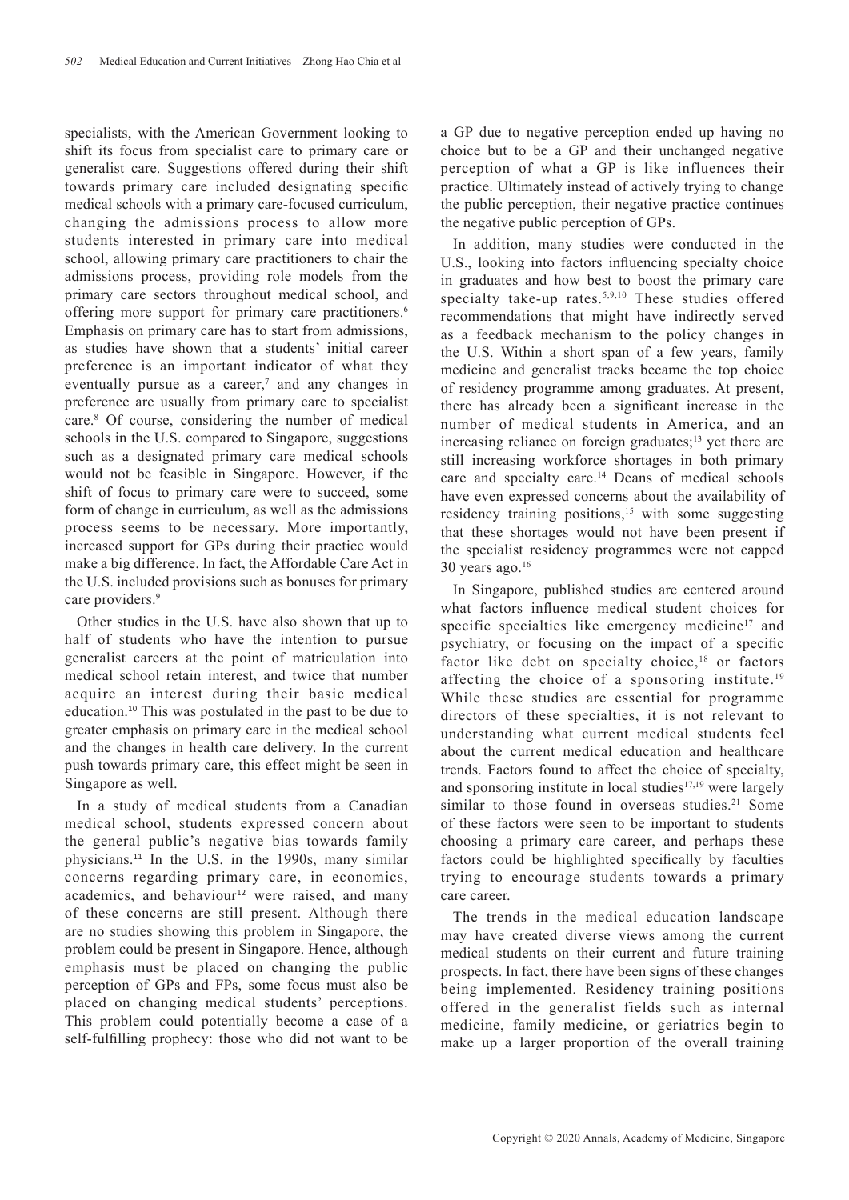specialists, with the American Government looking to shift its focus from specialist care to primary care or generalist care. Suggestions offered during their shift towards primary care included designating specific medical schools with a primary care-focused curriculum, changing the admissions process to allow more students interested in primary care into medical school, allowing primary care practitioners to chair the admissions process, providing role models from the primary care sectors throughout medical school, and offering more support for primary care practitioners.[6] Emphasis on primary care has to start from admissions, as studies have shown that a students' initial career preference is an important indicator of what they eventually pursue as a career,[7] and any changes in preference are usually from primary care to specialist care.[8] Of course, considering the number of medical schools in the U.S. compared to Singapore, suggestions such as a designated primary care medical schools would not be feasible in Singapore. However, if the shift of focus to primary care were to succeed, some form of change in curriculum, as well as the admissions process seems to be necessary. More importantly, increased support for GPs during their practice would make a big difference. In fact, the Affordable Care Act in the U.S. included provisions such as bonuses for primary care providers.[9]

Other studies in the U.S. have also shown that up to half of students who have the intention to pursue generalist careers at the point of matriculation into medical school retain interest, and twice that number acquire an interest during their basic medical education.[10] This was postulated in the past to be due to greater emphasis on primary care in the medical school and the changes in health care delivery. In the current push towards primary care, this effect might be seen in Singapore as well.

In a study of medical students from a Canadian medical school, students expressed concern about the general public's negative bias towards family physicians.[11] In the U.S. in the 1990s, many similar concerns regarding primary care, in economics, academics, and behaviour[12] were raised, and many of these concerns are still present. Although there are no studies showing this problem in Singapore, the problem could be present in Singapore. Hence, although emphasis must be placed on changing the public perception of GPs and FPs, some focus must also be placed on changing medical students' perceptions. This problem could potentially become a case of a self-fulfilling prophecy: those who did not want to be a GP due to negative perception ended up having no choice but to be a GP and their unchanged negative perception of what a GP is like influences their practice. Ultimately instead of actively trying to change the public perception, their negative practice continues the negative public perception of GPs.

In addition, many studies were conducted in the U.S., looking into factors influencing specialty choice in graduates and how best to boost the primary care specialty take-up rates.[5,9,10] These studies offered recommendations that might have indirectly served as a feedback mechanism to the policy changes in the U.S. Within a short span of a few years, family medicine and generalist tracks became the top choice of residency programme among graduates. At present, there has already been a significant increase in the number of medical students in America, and an increasing reliance on foreign graduates;[13] yet there are still increasing workforce shortages in both primary care and specialty care.[14] Deans of medical schools have even expressed concerns about the availability of residency training positions,[15] with some suggesting that these shortages would not have been present if the specialist residency programmes were not capped 30 years ago.[16]

In Singapore, published studies are centered around what factors influence medical student choices for specific specialties like emergency medicine[17] and psychiatry, or focusing on the impact of a specific factor like debt on specialty choice,[18] or factors affecting the choice of a sponsoring institute.[19] While these studies are essential for programme directors of these specialties, it is not relevant to understanding what current medical students feel about the current medical education and healthcare trends. Factors found to affect the choice of specialty, and sponsoring institute in local studies[17,19] were largely similar to those found in overseas studies.[21] Some of these factors were seen to be important to students choosing a primary care career, and perhaps these factors could be highlighted specifically by faculties trying to encourage students towards a primary care career.

The trends in the medical education landscape may have created diverse views among the current medical students on their current and future training prospects. In fact, there have been signs of these changes being implemented. Residency training positions offered in the generalist fields such as internal medicine, family medicine, or geriatrics begin to make up a larger proportion of the overall training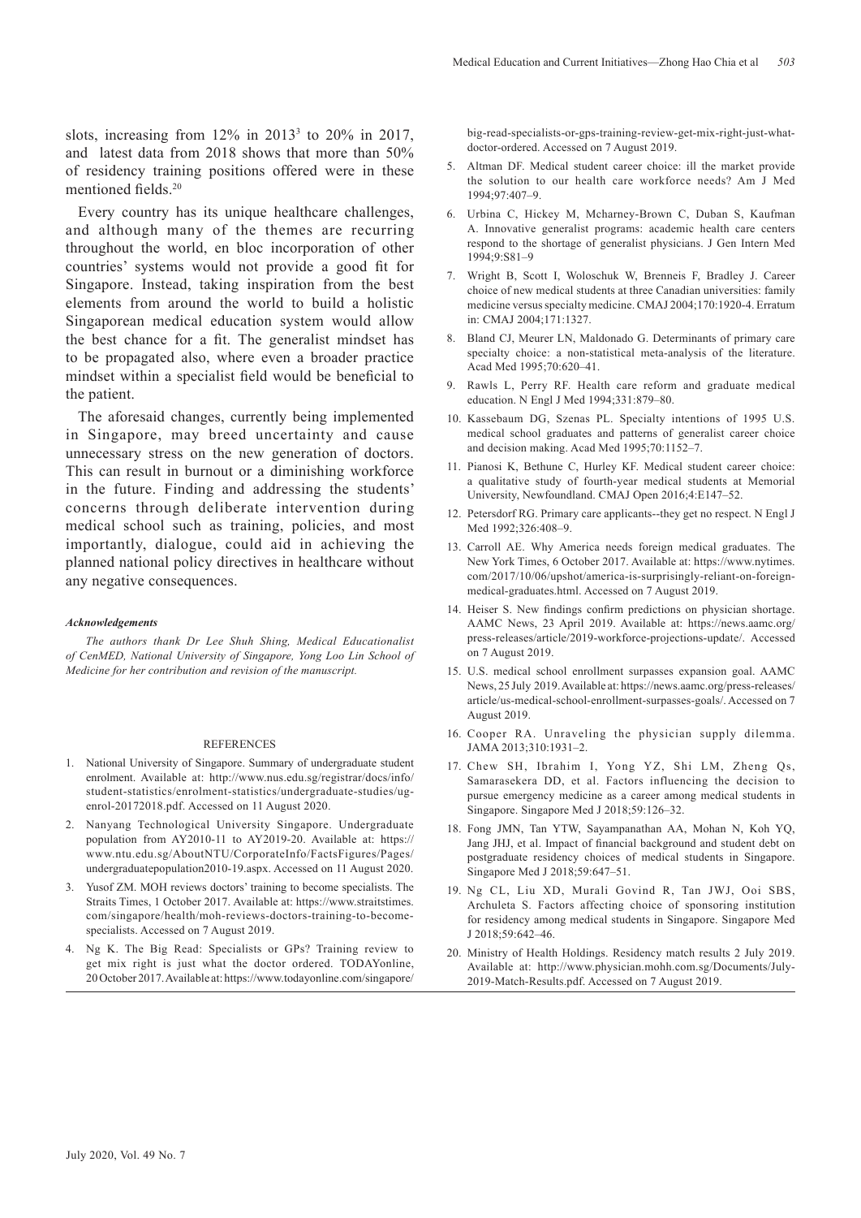slots, increasing from 12% in 2013[3] to 20% in 2017, and latest data from 2018 shows that more than 50% of residency training positions offered were in these mentioned fields.[20]

Every country has its unique healthcare challenges, and although many of the themes are recurring throughout the world, en bloc incorporation of other countries' systems would not provide a good fit for Singapore. Instead, taking inspiration from the best elements from around the world to build a holistic Singaporean medical education system would allow the best chance for a fit. The generalist mindset has to be propagated also, where even a broader practice mindset within a specialist field would be beneficial to the patient.

The aforesaid changes, currently being implemented in Singapore, may breed uncertainty and cause unnecessary stress on the new generation of doctors. This can result in burnout or a diminishing workforce in the future. Finding and addressing the students' concerns through deliberate intervention during medical school such as training, policies, and most importantly, dialogue, could aid in achieving the planned national policy directives in healthcare without any negative consequences.

#### *Acknowledgements*

*The authors thank Dr Lee Shuh Shing, Medical Educationalist of CenMED, National University of Singapore, Yong Loo Lin School of Medicine for her contribution and revision of the manuscript.*

## REFERENCES

1. National University of Singapore. Summary of undergraduate student enrolment. Available at: http://www.nus.edu.sg/registrar/docs/info/student-statistics/enrolment-statistics/undergraduate-studies/ug-enrol-20172018.pdf. Accessed on 11 August 2020.
2. Nanyang Technological University Singapore. Undergraduate population from AY2010-11 to AY2019-20. Available at: https://www.ntu.edu.sg/AboutNTU/CorporateInfo/FactsFigures/Pages/undergraduatepopulation2010-19.aspx. Accessed on 11 August 2020.
3. Yusof ZM. MOH reviews doctors' training to become specialists. The Straits Times, 1 October 2017. Available at: https://www.straitstimes.com/singapore/health/moh-reviews-doctors-training-to-become-specialists. Accessed on 7 August 2019.
4. Ng K. The Big Read: Specialists or GPs? Training review to get mix right is just what the doctor ordered. TODAYonline, 20 October 2017. Available at: https://www.todayonline.com/singapore/big-read-specialists-or-gps-training-review-get-mix-right-just-what-doctor-ordered. Accessed on 7 August 2019.
5. Altman DF. Medical student career choice: ill the market provide the solution to our health care workforce needs? Am J Med 1994;97:407–9.
6. Urbina C, Hickey M, Mcharney-Brown C, Duban S, Kaufman A. Innovative generalist programs: academic health care centers respond to the shortage of generalist physicians. J Gen Intern Med 1994;9:S81–9
7. Wright B, Scott I, Woloschuk W, Brenneis F, Bradley J. Career choice of new medical students at three Canadian universities: family medicine versus specialty medicine. CMAJ 2004;170:1920-4. Erratum in: CMAJ 2004;171:1327.
8. Bland CJ, Meurer LN, Maldonado G. Determinants of primary care specialty choice: a non-statistical meta-analysis of the literature. Acad Med 1995;70:620–41.
9. Rawls L, Perry RF. Health care reform and graduate medical education. N Engl J Med 1994;331:879–80.
10. Kassebaum DG, Szenas PL. Specialty intentions of 1995 U.S. medical school graduates and patterns of generalist career choice and decision making. Acad Med 1995;70:1152–7.
11. Pianosi K, Bethune C, Hurley KF. Medical student career choice: a qualitative study of fourth-year medical students at Memorial University, Newfoundland. CMAJ Open 2016;4:E147–52.
12. Petersdorf RG. Primary care applicants--they get no respect. N Engl J Med 1992;326:408–9.
13. Carroll AE. Why America needs foreign medical graduates. The New York Times, 6 October 2017. Available at: https://www.nytimes.com/2017/10/06/upshot/america-is-surprisingly-reliant-on-foreign-medical-graduates.html. Accessed on 7 August 2019.
14. Heiser S. New findings confirm predictions on physician shortage. AAMC News, 23 April 2019. Available at: https://news.aamc.org/press-releases/article/2019-workforce-projections-update/. Accessed on 7 August 2019.
15. U.S. medical school enrollment surpasses expansion goal. AAMC News, 25 July 2019. Available at: https://news.aamc.org/press-releases/article/us-medical-school-enrollment-surpasses-goals/. Accessed on 7 August 2019.
16. Cooper RA. Unraveling the physician supply dilemma. JAMA 2013;310:1931–2.
17. Chew SH, Ibrahim I, Yong YZ, Shi LM, Zheng Qs, Samarasekera DD, et al. Factors influencing the decision to pursue emergency medicine as a career among medical students in Singapore. Singapore Med J 2018;59:126–32.
18. Fong JMN, Tan YTW, Sayampanathan AA, Mohan N, Koh YQ, Jang JHJ, et al. Impact of financial background and student debt on postgraduate residency choices of medical students in Singapore. Singapore Med J 2018;59:647–51.
19. Ng CL, Liu XD, Murali Govind R, Tan JWJ, Ooi SBS, Archuleta S. Factors affecting choice of sponsoring institution for residency among medical students in Singapore. Singapore Med J 2018;59:642–46.
20. Ministry of Health Holdings. Residency match results 2 July 2019. Available at: http://www.physician.mohh.com.sg/Documents/July-2019-Match-Results.pdf. Accessed on 7 August 2019.